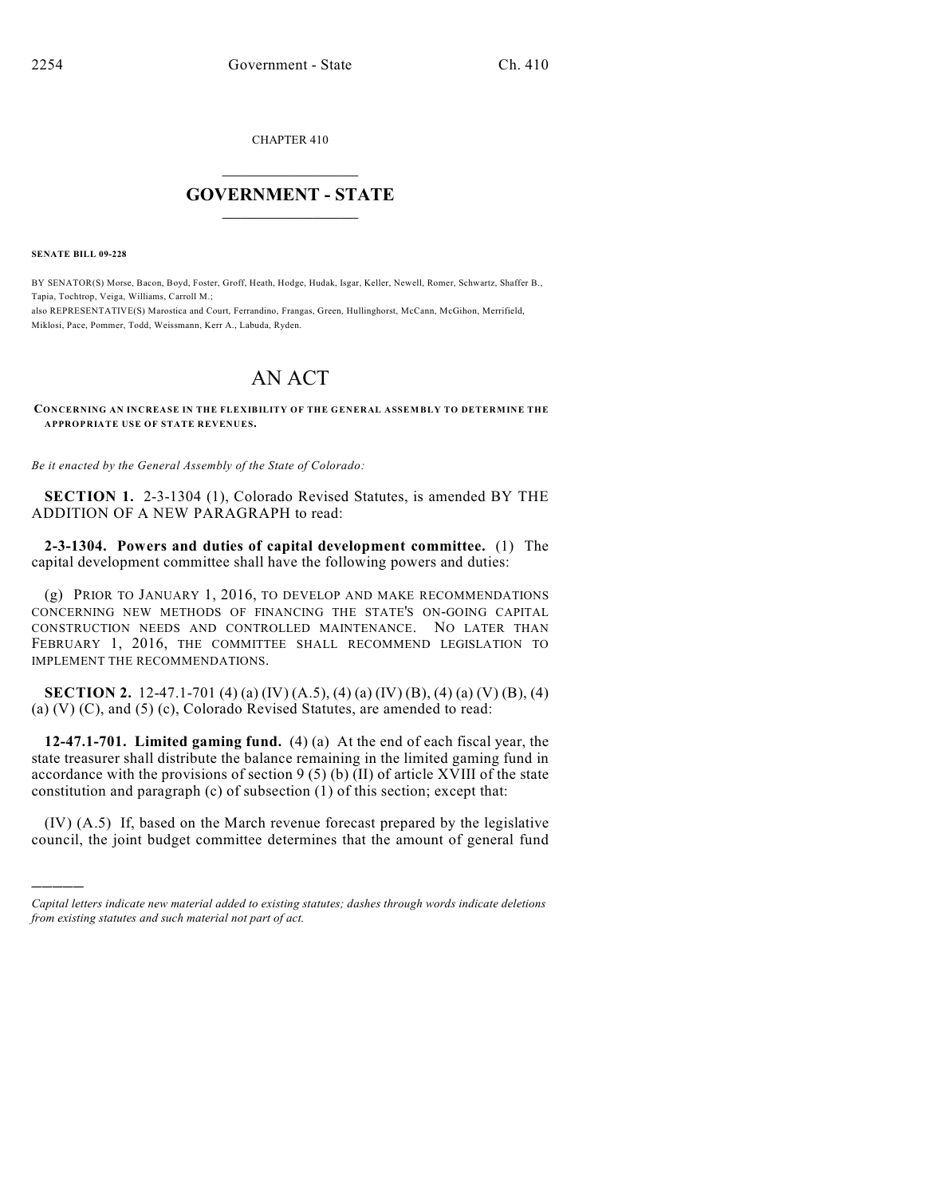CHAPTER 410

## GOVERNMENT - STATE

**SENATE BILL 09-228**

BY SENATOR(S) Morse, Bacon, Boyd, Foster, Groff, Heath, Hodge, Hudak, Isgar, Keller, Newell, Romer, Schwartz, Shaffer B., Tapia, Tochtrop, Veiga, Williams, Carroll M.;
also REPRESENTATIVE(S) Marostica and Court, Ferrandino, Frangas, Green, Hullinghorst, McCann, McGihon, Merrifield, Miklosi, Pace, Pommer, Todd, Weissmann, Kerr A., Labuda, Ryden.

# AN ACT

**CONCERNING AN INCREASE IN THE FLEXIBILITY OF THE GENERAL ASSEMBLY TO DETERMINE THE APPROPRIATE USE OF STATE REVENUES.**

*Be it enacted by the General Assembly of the State of Colorado:*

**SECTION 1.** 2-3-1304 (1), Colorado Revised Statutes, is amended BY THE ADDITION OF A NEW PARAGRAPH to read:

**2-3-1304. Powers and duties of capital development committee.** (1) The capital development committee shall have the following powers and duties:

(g) PRIOR TO JANUARY 1, 2016, TO DEVELOP AND MAKE RECOMMENDATIONS CONCERNING NEW METHODS OF FINANCING THE STATE'S ON-GOING CAPITAL CONSTRUCTION NEEDS AND CONTROLLED MAINTENANCE. NO LATER THAN FEBRUARY 1, 2016, THE COMMITTEE SHALL RECOMMEND LEGISLATION TO IMPLEMENT THE RECOMMENDATIONS.

**SECTION 2.** 12-47.1-701 (4) (a) (IV) (A.5), (4) (a) (IV) (B), (4) (a) (V) (B), (4) (a) (V) (C), and (5) (c), Colorado Revised Statutes, are amended to read:

**12-47.1-701. Limited gaming fund.** (4) (a) At the end of each fiscal year, the state treasurer shall distribute the balance remaining in the limited gaming fund in accordance with the provisions of section 9 (5) (b) (II) of article XVIII of the state constitution and paragraph (c) of subsection (1) of this section; except that:

(IV) (A.5) If, based on the March revenue forecast prepared by the legislative council, the joint budget committee determines that the amount of general fund

---

*Capital letters indicate new material added to existing statutes; dashes through words indicate deletions from existing statutes and such material not part of act.*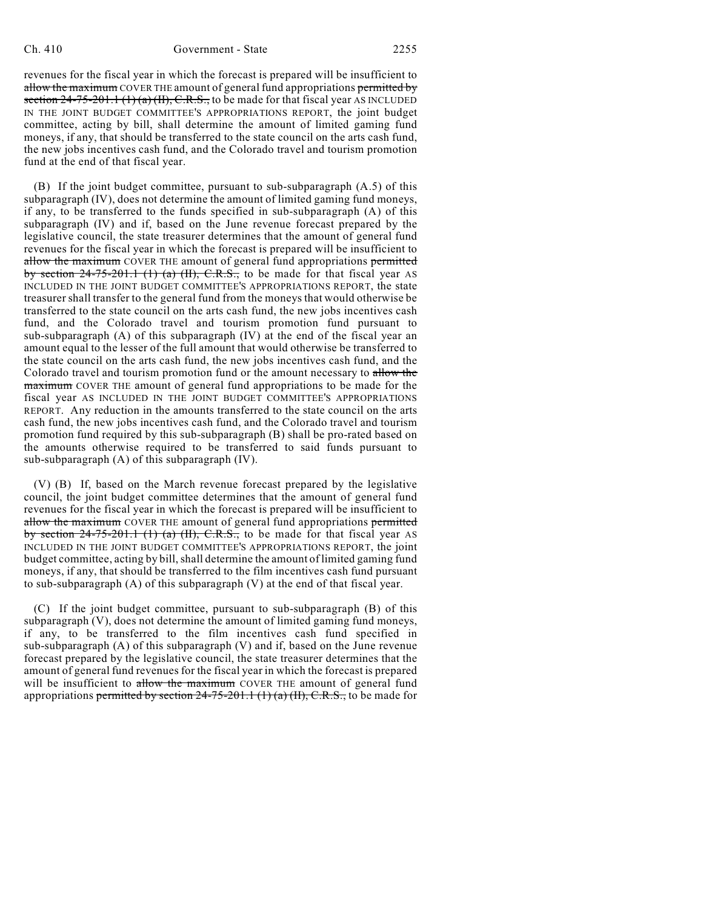revenues for the fiscal year in which the forecast is prepared will be insufficient to ~~allow the maximum~~ COVER THE amount of general fund appropriations ~~permitted by section 24-75-201.1 (1) (a) (II), C.R.S.,~~ to be made for that fiscal year AS INCLUDED IN THE JOINT BUDGET COMMITTEE'S APPROPRIATIONS REPORT, the joint budget committee, acting by bill, shall determine the amount of limited gaming fund moneys, if any, that should be transferred to the state council on the arts cash fund, the new jobs incentives cash fund, and the Colorado travel and tourism promotion fund at the end of that fiscal year.

(B) If the joint budget committee, pursuant to sub-subparagraph (A.5) of this subparagraph (IV), does not determine the amount of limited gaming fund moneys, if any, to be transferred to the funds specified in sub-subparagraph (A) of this subparagraph (IV) and if, based on the June revenue forecast prepared by the legislative council, the state treasurer determines that the amount of general fund revenues for the fiscal year in which the forecast is prepared will be insufficient to ~~allow the maximum~~ COVER THE amount of general fund appropriations ~~permitted by section 24-75-201.1 (1) (a) (II), C.R.S.,~~ to be made for that fiscal year AS INCLUDED IN THE JOINT BUDGET COMMITTEE'S APPROPRIATIONS REPORT, the state treasurer shall transfer to the general fund from the moneys that would otherwise be transferred to the state council on the arts cash fund, the new jobs incentives cash fund, and the Colorado travel and tourism promotion fund pursuant to sub-subparagraph (A) of this subparagraph (IV) at the end of the fiscal year an amount equal to the lesser of the full amount that would otherwise be transferred to the state council on the arts cash fund, the new jobs incentives cash fund, and the Colorado travel and tourism promotion fund or the amount necessary to ~~allow the maximum~~ COVER THE amount of general fund appropriations to be made for the fiscal year AS INCLUDED IN THE JOINT BUDGET COMMITTEE'S APPROPRIATIONS REPORT. Any reduction in the amounts transferred to the state council on the arts cash fund, the new jobs incentives cash fund, and the Colorado travel and tourism promotion fund required by this sub-subparagraph (B) shall be pro-rated based on the amounts otherwise required to be transferred to said funds pursuant to sub-subparagraph (A) of this subparagraph (IV).

(V) (B) If, based on the March revenue forecast prepared by the legislative council, the joint budget committee determines that the amount of general fund revenues for the fiscal year in which the forecast is prepared will be insufficient to ~~allow the maximum~~ COVER THE amount of general fund appropriations ~~permitted by section 24-75-201.1 (1) (a) (II), C.R.S.,~~ to be made for that fiscal year AS INCLUDED IN THE JOINT BUDGET COMMITTEE'S APPROPRIATIONS REPORT, the joint budget committee, acting by bill, shall determine the amount of limited gaming fund moneys, if any, that should be transferred to the film incentives cash fund pursuant to sub-subparagraph (A) of this subparagraph (V) at the end of that fiscal year.

(C) If the joint budget committee, pursuant to sub-subparagraph (B) of this subparagraph (V), does not determine the amount of limited gaming fund moneys, if any, to be transferred to the film incentives cash fund specified in sub-subparagraph (A) of this subparagraph (V) and if, based on the June revenue forecast prepared by the legislative council, the state treasurer determines that the amount of general fund revenues for the fiscal year in which the forecast is prepared will be insufficient to ~~allow the maximum~~ COVER THE amount of general fund appropriations ~~permitted by section 24-75-201.1 (1) (a) (II), C.R.S.,~~ to be made for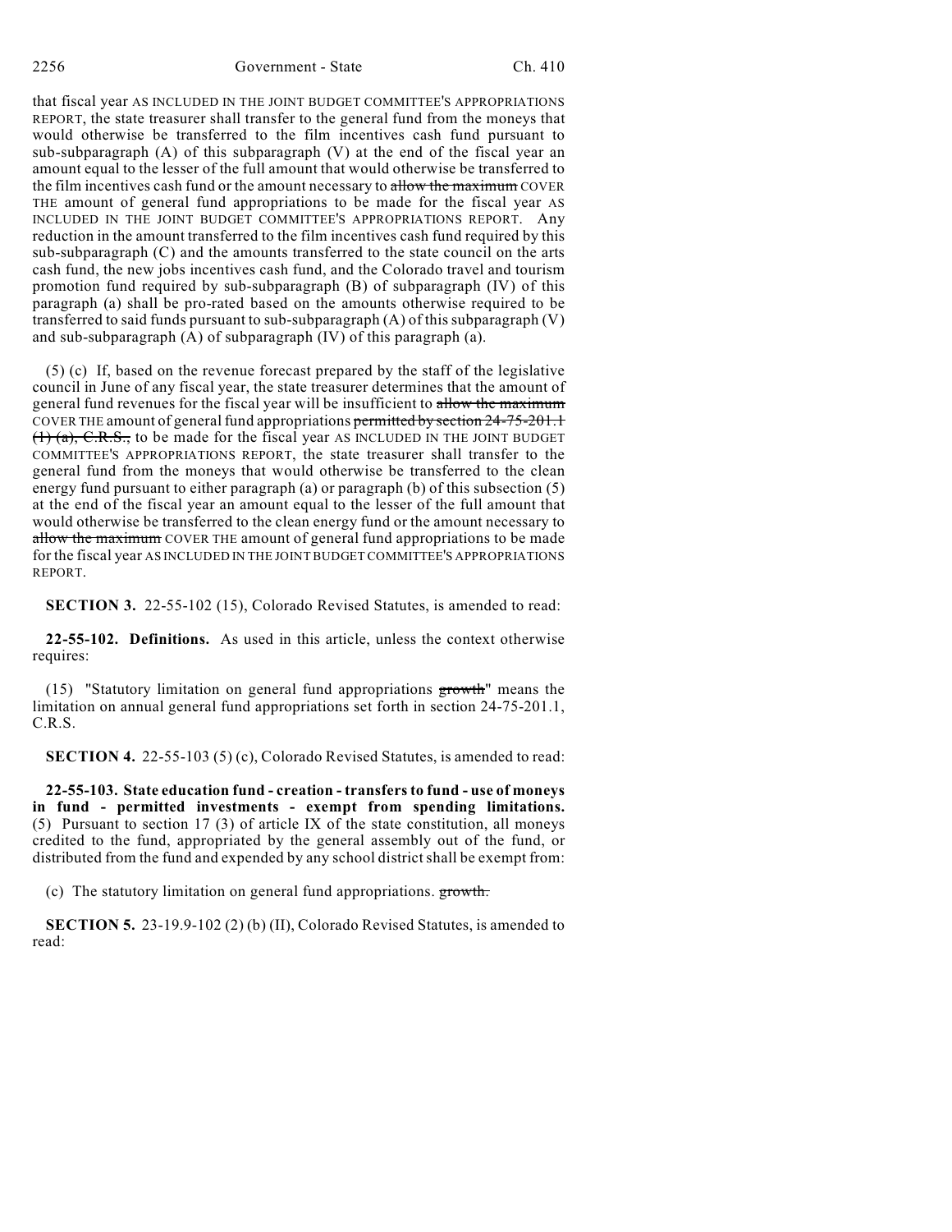that fiscal year AS INCLUDED IN THE JOINT BUDGET COMMITTEE'S APPROPRIATIONS REPORT, the state treasurer shall transfer to the general fund from the moneys that would otherwise be transferred to the film incentives cash fund pursuant to sub-subparagraph (A) of this subparagraph (V) at the end of the fiscal year an amount equal to the lesser of the full amount that would otherwise be transferred to the film incentives cash fund or the amount necessary to ~~allow the maximum~~ COVER THE amount of general fund appropriations to be made for the fiscal year AS INCLUDED IN THE JOINT BUDGET COMMITTEE'S APPROPRIATIONS REPORT. Any reduction in the amount transferred to the film incentives cash fund required by this sub-subparagraph (C) and the amounts transferred to the state council on the arts cash fund, the new jobs incentives cash fund, and the Colorado travel and tourism promotion fund required by sub-subparagraph (B) of subparagraph (IV) of this paragraph (a) shall be pro-rated based on the amounts otherwise required to be transferred to said funds pursuant to sub-subparagraph (A) of this subparagraph (V) and sub-subparagraph (A) of subparagraph (IV) of this paragraph (a).

(5) (c) If, based on the revenue forecast prepared by the staff of the legislative council in June of any fiscal year, the state treasurer determines that the amount of general fund revenues for the fiscal year will be insufficient to ~~allow the maximum~~ COVER THE amount of general fund appropriations ~~permitted by section 24-75-201.1 (1) (a), C.R.S.,~~ to be made for the fiscal year AS INCLUDED IN THE JOINT BUDGET COMMITTEE'S APPROPRIATIONS REPORT, the state treasurer shall transfer to the general fund from the moneys that would otherwise be transferred to the clean energy fund pursuant to either paragraph (a) or paragraph (b) of this subsection (5) at the end of the fiscal year an amount equal to the lesser of the full amount that would otherwise be transferred to the clean energy fund or the amount necessary to ~~allow the maximum~~ COVER THE amount of general fund appropriations to be made for the fiscal year AS INCLUDED IN THE JOINT BUDGET COMMITTEE'S APPROPRIATIONS REPORT.

**SECTION 3.** 22-55-102 (15), Colorado Revised Statutes, is amended to read:

**22-55-102. Definitions.** As used in this article, unless the context otherwise requires:

(15) "Statutory limitation on general fund appropriations ~~growth~~" means the limitation on annual general fund appropriations set forth in section 24-75-201.1, C.R.S.

**SECTION 4.** 22-55-103 (5) (c), Colorado Revised Statutes, is amended to read:

**22-55-103. State education fund - creation - transfers to fund - use of moneys in fund - permitted investments - exempt from spending limitations.** (5) Pursuant to section 17 (3) of article IX of the state constitution, all moneys credited to the fund, appropriated by the general assembly out of the fund, or distributed from the fund and expended by any school district shall be exempt from:

(c) The statutory limitation on general fund appropriations. ~~growth.~~

**SECTION 5.** 23-19.9-102 (2) (b) (II), Colorado Revised Statutes, is amended to read: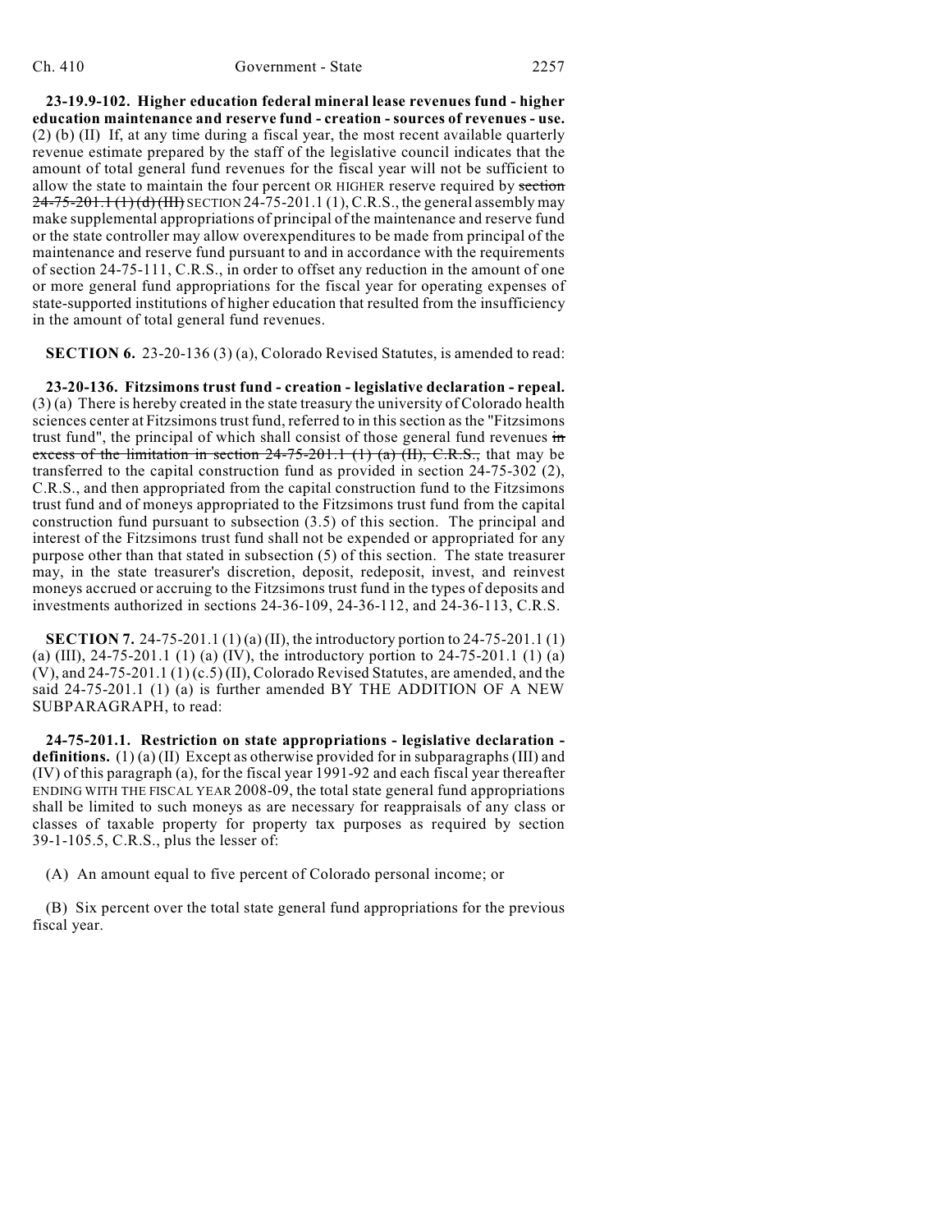**23-19.9-102. Higher education federal mineral lease revenues fund - higher education maintenance and reserve fund - creation - sources of revenues - use.** (2) (b) (II) If, at any time during a fiscal year, the most recent available quarterly revenue estimate prepared by the staff of the legislative council indicates that the amount of total general fund revenues for the fiscal year will not be sufficient to allow the state to maintain the four percent OR HIGHER reserve required by ~~section 24-75-201.1 (1) (d) (III)~~ SECTION 24-75-201.1 (1), C.R.S., the general assembly may make supplemental appropriations of principal of the maintenance and reserve fund or the state controller may allow overexpenditures to be made from principal of the maintenance and reserve fund pursuant to and in accordance with the requirements of section 24-75-111, C.R.S., in order to offset any reduction in the amount of one or more general fund appropriations for the fiscal year for operating expenses of state-supported institutions of higher education that resulted from the insufficiency in the amount of total general fund revenues.

**SECTION 6.** 23-20-136 (3) (a), Colorado Revised Statutes, is amended to read:

**23-20-136. Fitzsimons trust fund - creation - legislative declaration - repeal.** (3) (a) There is hereby created in the state treasury the university of Colorado health sciences center at Fitzsimons trust fund, referred to in this section as the "Fitzsimons trust fund", the principal of which shall consist of those general fund revenues ~~in excess of the limitation in section 24-75-201.1 (1) (a) (II), C.R.S.,~~ that may be transferred to the capital construction fund as provided in section 24-75-302 (2), C.R.S., and then appropriated from the capital construction fund to the Fitzsimons trust fund and of moneys appropriated to the Fitzsimons trust fund from the capital construction fund pursuant to subsection (3.5) of this section. The principal and interest of the Fitzsimons trust fund shall not be expended or appropriated for any purpose other than that stated in subsection (5) of this section. The state treasurer may, in the state treasurer's discretion, deposit, redeposit, invest, and reinvest moneys accrued or accruing to the Fitzsimons trust fund in the types of deposits and investments authorized in sections 24-36-109, 24-36-112, and 24-36-113, C.R.S.

**SECTION 7.** 24-75-201.1 (1) (a) (II), the introductory portion to 24-75-201.1 (1) (a) (III), 24-75-201.1 (1) (a) (IV), the introductory portion to 24-75-201.1 (1) (a) (V), and 24-75-201.1 (1) (c.5) (II), Colorado Revised Statutes, are amended, and the said 24-75-201.1 (1) (a) is further amended BY THE ADDITION OF A NEW SUBPARAGRAPH, to read:

**24-75-201.1. Restriction on state appropriations - legislative declaration - definitions.** (1) (a) (II) Except as otherwise provided for in subparagraphs (III) and (IV) of this paragraph (a), for the fiscal year 1991-92 and each fiscal year thereafter ENDING WITH THE FISCAL YEAR 2008-09, the total state general fund appropriations shall be limited to such moneys as are necessary for reappraisals of any class or classes of taxable property for property tax purposes as required by section 39-1-105.5, C.R.S., plus the lesser of:

(A) An amount equal to five percent of Colorado personal income; or

(B) Six percent over the total state general fund appropriations for the previous fiscal year.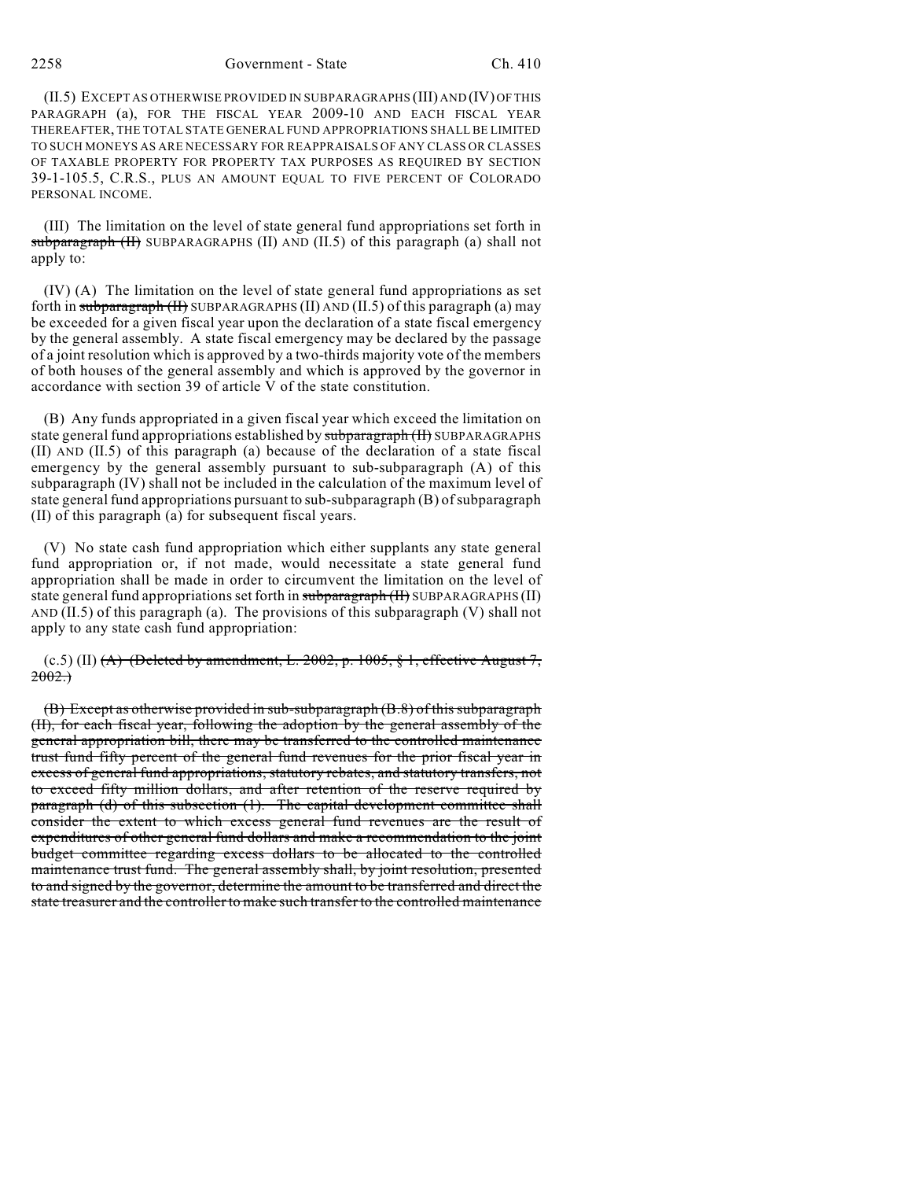(II.5) EXCEPT AS OTHERWISE PROVIDED IN SUBPARAGRAPHS (III) AND (IV) OF THIS PARAGRAPH (a), FOR THE FISCAL YEAR 2009-10 AND EACH FISCAL YEAR THEREAFTER, THE TOTAL STATE GENERAL FUND APPROPRIATIONS SHALL BE LIMITED TO SUCH MONEYS AS ARE NECESSARY FOR REAPPRAISALS OF ANY CLASS OR CLASSES OF TAXABLE PROPERTY FOR PROPERTY TAX PURPOSES AS REQUIRED BY SECTION 39-1-105.5, C.R.S., PLUS AN AMOUNT EQUAL TO FIVE PERCENT OF COLORADO PERSONAL INCOME.

(III) The limitation on the level of state general fund appropriations set forth in ~~subparagraph (II)~~ SUBPARAGRAPHS (II) AND (II.5) of this paragraph (a) shall not apply to:

(IV) (A) The limitation on the level of state general fund appropriations as set forth in ~~subparagraph (II)~~ SUBPARAGRAPHS (II) AND (II.5) of this paragraph (a) may be exceeded for a given fiscal year upon the declaration of a state fiscal emergency by the general assembly. A state fiscal emergency may be declared by the passage of a joint resolution which is approved by a two-thirds majority vote of the members of both houses of the general assembly and which is approved by the governor in accordance with section 39 of article V of the state constitution.

(B) Any funds appropriated in a given fiscal year which exceed the limitation on state general fund appropriations established by ~~subparagraph (II)~~ SUBPARAGRAPHS (II) AND (II.5) of this paragraph (a) because of the declaration of a state fiscal emergency by the general assembly pursuant to sub-subparagraph (A) of this subparagraph (IV) shall not be included in the calculation of the maximum level of state general fund appropriations pursuant to sub-subparagraph (B) of subparagraph (II) of this paragraph (a) for subsequent fiscal years.

(V) No state cash fund appropriation which either supplants any state general fund appropriation or, if not made, would necessitate a state general fund appropriation shall be made in order to circumvent the limitation on the level of state general fund appropriations set forth in ~~subparagraph (II)~~ SUBPARAGRAPHS (II) AND (II.5) of this paragraph (a). The provisions of this subparagraph (V) shall not apply to any state cash fund appropriation:

(c.5) (II) ~~(A) (Deleted by amendment, L. 2002, p. 1005, § 1, effective August 7, 2002.)~~

~~(B) Except as otherwise provided in sub-subparagraph (B.8) of this subparagraph (II), for each fiscal year, following the adoption by the general assembly of the general appropriation bill, there may be transferred to the controlled maintenance trust fund fifty percent of the general fund revenues for the prior fiscal year in excess of general fund appropriations, statutory rebates, and statutory transfers, not to exceed fifty million dollars, and after retention of the reserve required by paragraph (d) of this subsection (1). The capital development committee shall consider the extent to which excess general fund revenues are the result of expenditures of other general fund dollars and make a recommendation to the joint budget committee regarding excess dollars to be allocated to the controlled maintenance trust fund. The general assembly shall, by joint resolution, presented to and signed by the governor, determine the amount to be transferred and direct the state treasurer and the controller to make such transfer to the controlled maintenance~~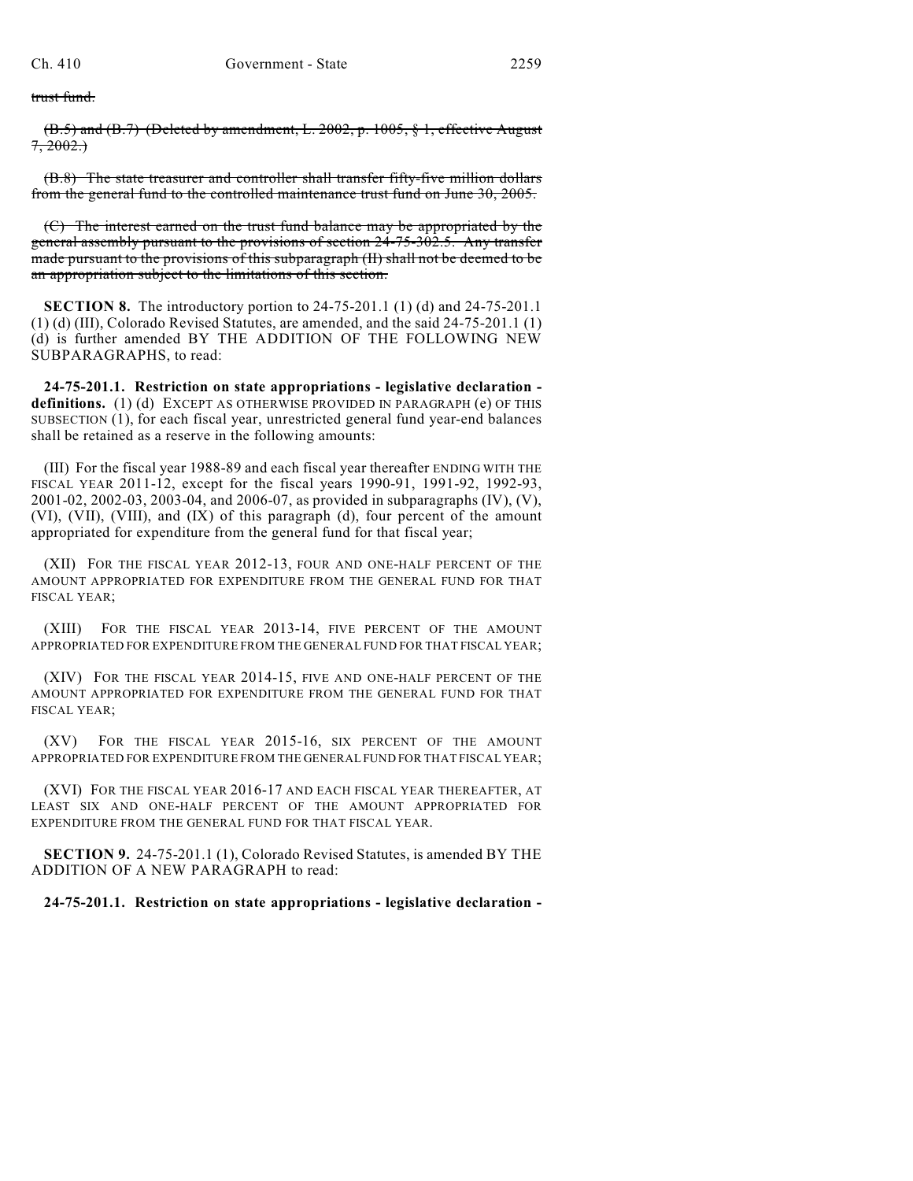~~trust fund.~~

~~(B.5) and (B.7) (Deleted by amendment, L. 2002, p. 1005, § 1, effective August 7, 2002.)~~

~~(B.8) The state treasurer and controller shall transfer fifty-five million dollars from the general fund to the controlled maintenance trust fund on June 30, 2005.~~

~~(C) The interest earned on the trust fund balance may be appropriated by the general assembly pursuant to the provisions of section 24-75-302.5. Any transfer made pursuant to the provisions of this subparagraph (II) shall not be deemed to be an appropriation subject to the limitations of this section.~~

**SECTION 8.** The introductory portion to 24-75-201.1 (1) (d) and 24-75-201.1 (1) (d) (III), Colorado Revised Statutes, are amended, and the said 24-75-201.1 (1) (d) is further amended BY THE ADDITION OF THE FOLLOWING NEW SUBPARAGRAPHS, to read:

**24-75-201.1. Restriction on state appropriations - legislative declaration - definitions.** (1) (d) EXCEPT AS OTHERWISE PROVIDED IN PARAGRAPH (e) OF THIS SUBSECTION (1), for each fiscal year, unrestricted general fund year-end balances shall be retained as a reserve in the following amounts:

(III) For the fiscal year 1988-89 and each fiscal year thereafter ENDING WITH THE FISCAL YEAR 2011-12, except for the fiscal years 1990-91, 1991-92, 1992-93, 2001-02, 2002-03, 2003-04, and 2006-07, as provided in subparagraphs (IV), (V), (VI), (VII), (VIII), and (IX) of this paragraph (d), four percent of the amount appropriated for expenditure from the general fund for that fiscal year;

(XII) FOR THE FISCAL YEAR 2012-13, FOUR AND ONE-HALF PERCENT OF THE AMOUNT APPROPRIATED FOR EXPENDITURE FROM THE GENERAL FUND FOR THAT FISCAL YEAR;

(XIII) FOR THE FISCAL YEAR 2013-14, FIVE PERCENT OF THE AMOUNT APPROPRIATED FOR EXPENDITURE FROM THE GENERAL FUND FOR THAT FISCAL YEAR;

(XIV) FOR THE FISCAL YEAR 2014-15, FIVE AND ONE-HALF PERCENT OF THE AMOUNT APPROPRIATED FOR EXPENDITURE FROM THE GENERAL FUND FOR THAT FISCAL YEAR;

(XV) FOR THE FISCAL YEAR 2015-16, SIX PERCENT OF THE AMOUNT APPROPRIATED FOR EXPENDITURE FROM THE GENERAL FUND FOR THAT FISCAL YEAR;

(XVI) FOR THE FISCAL YEAR 2016-17 AND EACH FISCAL YEAR THEREAFTER, AT LEAST SIX AND ONE-HALF PERCENT OF THE AMOUNT APPROPRIATED FOR EXPENDITURE FROM THE GENERAL FUND FOR THAT FISCAL YEAR.

**SECTION 9.** 24-75-201.1 (1), Colorado Revised Statutes, is amended BY THE ADDITION OF A NEW PARAGRAPH to read:

**24-75-201.1. Restriction on state appropriations - legislative declaration -**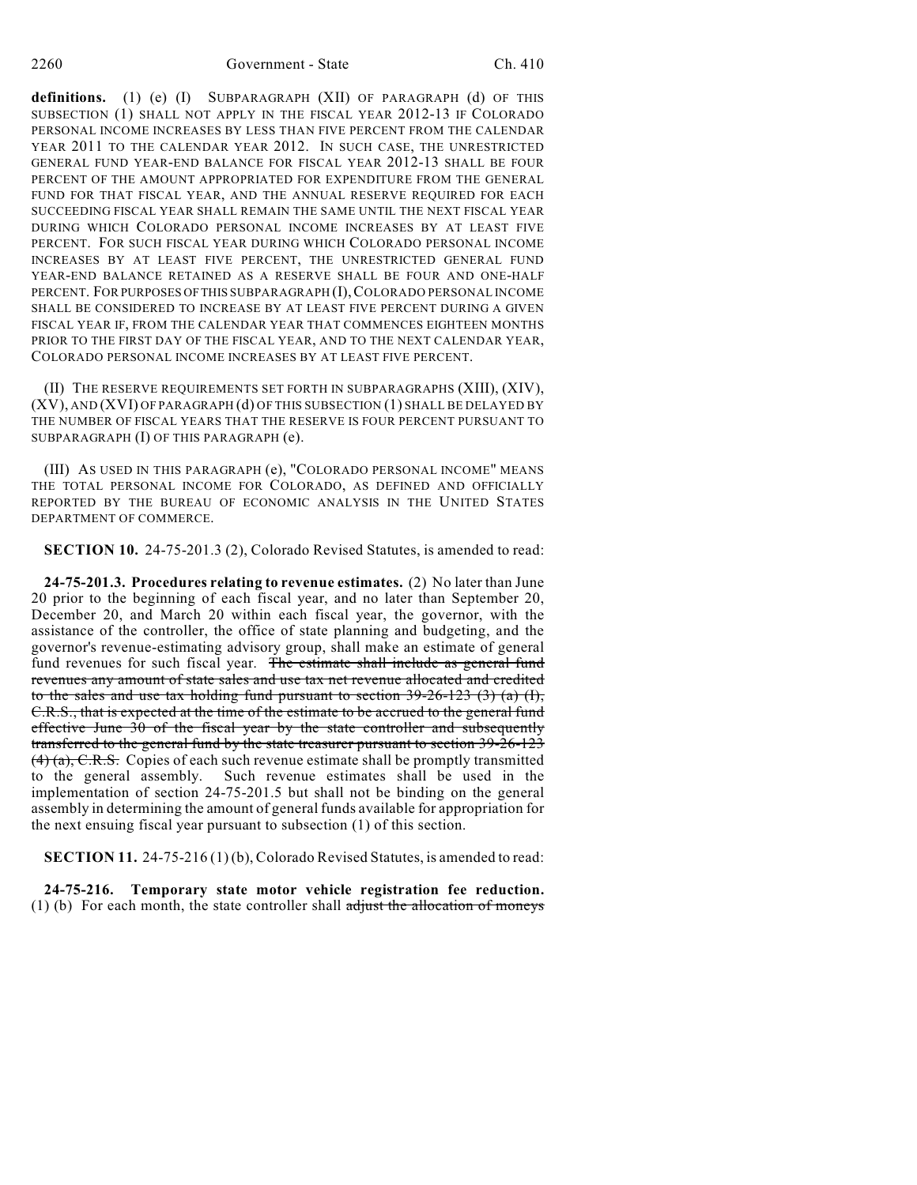**definitions.** (1) (e) (I) SUBPARAGRAPH (XII) OF PARAGRAPH (d) OF THIS SUBSECTION (1) SHALL NOT APPLY IN THE FISCAL YEAR 2012-13 IF COLORADO PERSONAL INCOME INCREASES BY LESS THAN FIVE PERCENT FROM THE CALENDAR YEAR 2011 TO THE CALENDAR YEAR 2012. IN SUCH CASE, THE UNRESTRICTED GENERAL FUND YEAR-END BALANCE FOR FISCAL YEAR 2012-13 SHALL BE FOUR PERCENT OF THE AMOUNT APPROPRIATED FOR EXPENDITURE FROM THE GENERAL FUND FOR THAT FISCAL YEAR, AND THE ANNUAL RESERVE REQUIRED FOR EACH SUCCEEDING FISCAL YEAR SHALL REMAIN THE SAME UNTIL THE NEXT FISCAL YEAR DURING WHICH COLORADO PERSONAL INCOME INCREASES BY AT LEAST FIVE PERCENT. FOR SUCH FISCAL YEAR DURING WHICH COLORADO PERSONAL INCOME INCREASES BY AT LEAST FIVE PERCENT, THE UNRESTRICTED GENERAL FUND YEAR-END BALANCE RETAINED AS A RESERVE SHALL BE FOUR AND ONE-HALF PERCENT. FOR PURPOSES OF THIS SUBPARAGRAPH (I), COLORADO PERSONAL INCOME SHALL BE CONSIDERED TO INCREASE BY AT LEAST FIVE PERCENT DURING A GIVEN FISCAL YEAR IF, FROM THE CALENDAR YEAR THAT COMMENCES EIGHTEEN MONTHS PRIOR TO THE FIRST DAY OF THE FISCAL YEAR, AND TO THE NEXT CALENDAR YEAR, COLORADO PERSONAL INCOME INCREASES BY AT LEAST FIVE PERCENT.

(II) THE RESERVE REQUIREMENTS SET FORTH IN SUBPARAGRAPHS (XIII), (XIV), (XV), AND (XVI) OF PARAGRAPH (d) OF THIS SUBSECTION (1) SHALL BE DELAYED BY THE NUMBER OF FISCAL YEARS THAT THE RESERVE IS FOUR PERCENT PURSUANT TO SUBPARAGRAPH (I) OF THIS PARAGRAPH (e).

(III) AS USED IN THIS PARAGRAPH (e), "COLORADO PERSONAL INCOME" MEANS THE TOTAL PERSONAL INCOME FOR COLORADO, AS DEFINED AND OFFICIALLY REPORTED BY THE BUREAU OF ECONOMIC ANALYSIS IN THE UNITED STATES DEPARTMENT OF COMMERCE.

**SECTION 10.** 24-75-201.3 (2), Colorado Revised Statutes, is amended to read:

**24-75-201.3. Procedures relating to revenue estimates.** (2) No later than June 20 prior to the beginning of each fiscal year, and no later than September 20, December 20, and March 20 within each fiscal year, the governor, with the assistance of the controller, the office of state planning and budgeting, and the governor's revenue-estimating advisory group, shall make an estimate of general fund revenues for such fiscal year. ~~The estimate shall include as general fund revenues any amount of state sales and use tax net revenue allocated and credited to the sales and use tax holding fund pursuant to section 39-26-123 (3) (a) (I), C.R.S., that is expected at the time of the estimate to be accrued to the general fund effective June 30 of the fiscal year by the state controller and subsequently transferred to the general fund by the state treasurer pursuant to section 39-26-123 (4) (a), C.R.S.~~ Copies of each such revenue estimate shall be promptly transmitted to the general assembly. Such revenue estimates shall be used in the implementation of section 24-75-201.5 but shall not be binding on the general assembly in determining the amount of general funds available for appropriation for the next ensuing fiscal year pursuant to subsection (1) of this section.

**SECTION 11.** 24-75-216 (1) (b), Colorado Revised Statutes, is amended to read:

**24-75-216. Temporary state motor vehicle registration fee reduction.** (1) (b) For each month, the state controller shall ~~adjust the allocation of moneys~~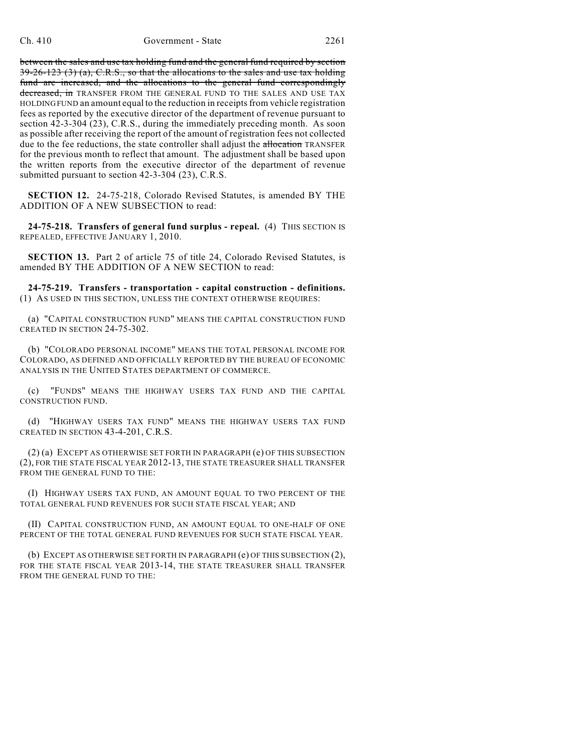~~between the sales and use tax holding fund and the general fund required by section 39-26-123 (3) (a), C.R.S., so that the allocations to the sales and use tax holding fund are increased, and the allocations to the general fund correspondingly decreased, in~~ TRANSFER FROM THE GENERAL FUND TO THE SALES AND USE TAX HOLDING FUND an amount equal to the reduction in receipts from vehicle registration fees as reported by the executive director of the department of revenue pursuant to section 42-3-304 (23), C.R.S., during the immediately preceding month. As soon as possible after receiving the report of the amount of registration fees not collected due to the fee reductions, the state controller shall adjust the ~~allocation~~ TRANSFER for the previous month to reflect that amount. The adjustment shall be based upon the written reports from the executive director of the department of revenue submitted pursuant to section 42-3-304 (23), C.R.S.

**SECTION 12.** 24-75-218, Colorado Revised Statutes, is amended BY THE ADDITION OF A NEW SUBSECTION to read:

**24-75-218. Transfers of general fund surplus - repeal.** (4) THIS SECTION IS REPEALED, EFFECTIVE JANUARY 1, 2010.

**SECTION 13.** Part 2 of article 75 of title 24, Colorado Revised Statutes, is amended BY THE ADDITION OF A NEW SECTION to read:

**24-75-219. Transfers - transportation - capital construction - definitions.** (1) AS USED IN THIS SECTION, UNLESS THE CONTEXT OTHERWISE REQUIRES:

(a) "CAPITAL CONSTRUCTION FUND" MEANS THE CAPITAL CONSTRUCTION FUND CREATED IN SECTION 24-75-302.

(b) "COLORADO PERSONAL INCOME" MEANS THE TOTAL PERSONAL INCOME FOR COLORADO, AS DEFINED AND OFFICIALLY REPORTED BY THE BUREAU OF ECONOMIC ANALYSIS IN THE UNITED STATES DEPARTMENT OF COMMERCE.

(c) "FUNDS" MEANS THE HIGHWAY USERS TAX FUND AND THE CAPITAL CONSTRUCTION FUND.

(d) "HIGHWAY USERS TAX FUND" MEANS THE HIGHWAY USERS TAX FUND CREATED IN SECTION 43-4-201, C.R.S.

(2) (a) EXCEPT AS OTHERWISE SET FORTH IN PARAGRAPH (e) OF THIS SUBSECTION (2), FOR THE STATE FISCAL YEAR 2012-13, THE STATE TREASURER SHALL TRANSFER FROM THE GENERAL FUND TO THE:

(I) HIGHWAY USERS TAX FUND, AN AMOUNT EQUAL TO TWO PERCENT OF THE TOTAL GENERAL FUND REVENUES FOR SUCH STATE FISCAL YEAR; AND

(II) CAPITAL CONSTRUCTION FUND, AN AMOUNT EQUAL TO ONE-HALF OF ONE PERCENT OF THE TOTAL GENERAL FUND REVENUES FOR SUCH STATE FISCAL YEAR.

(b) EXCEPT AS OTHERWISE SET FORTH IN PARAGRAPH (e) OF THIS SUBSECTION (2), FOR THE STATE FISCAL YEAR 2013-14, THE STATE TREASURER SHALL TRANSFER FROM THE GENERAL FUND TO THE: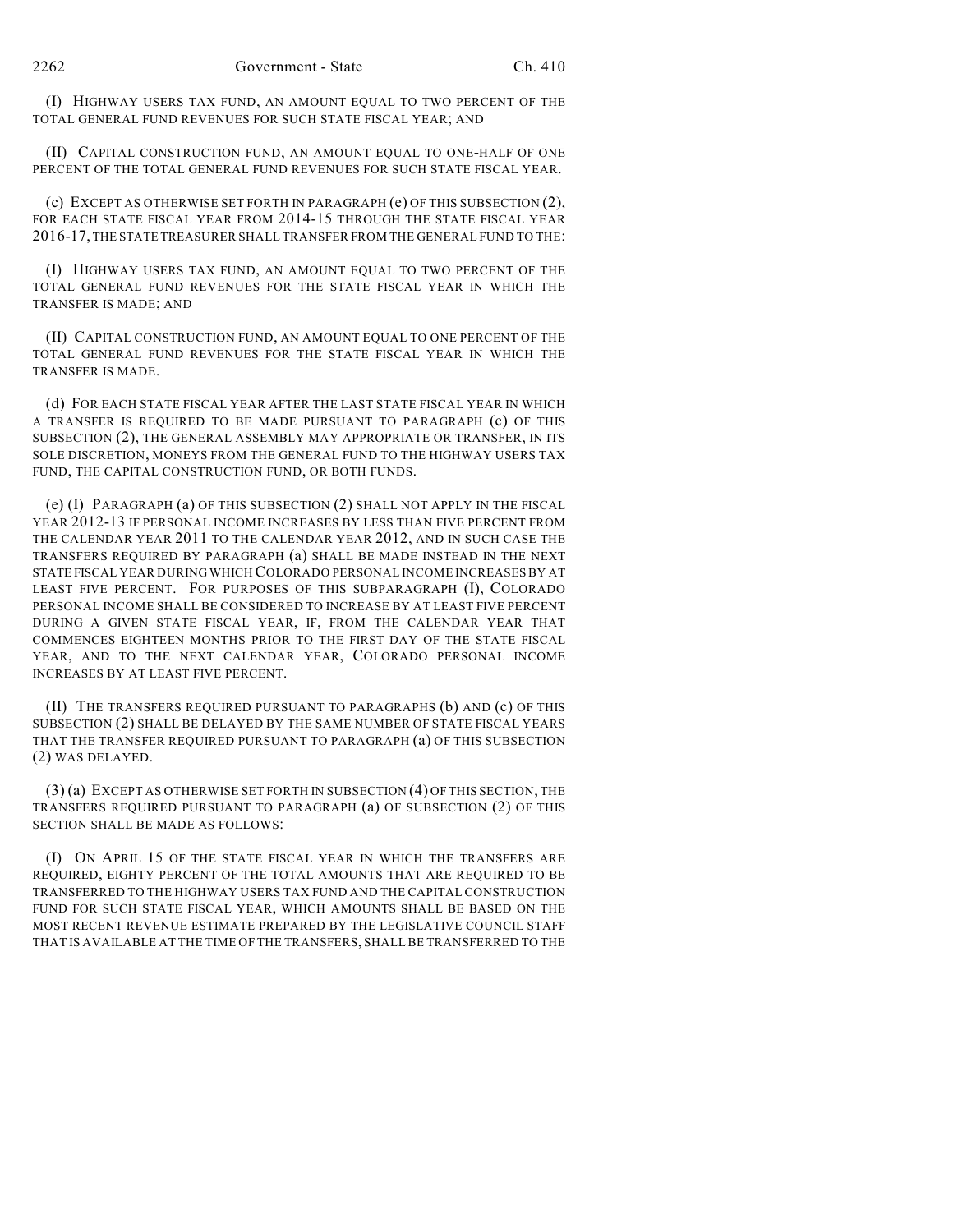(I) HIGHWAY USERS TAX FUND, AN AMOUNT EQUAL TO TWO PERCENT OF THE TOTAL GENERAL FUND REVENUES FOR SUCH STATE FISCAL YEAR; AND

(II) CAPITAL CONSTRUCTION FUND, AN AMOUNT EQUAL TO ONE-HALF OF ONE PERCENT OF THE TOTAL GENERAL FUND REVENUES FOR SUCH STATE FISCAL YEAR.

(c) EXCEPT AS OTHERWISE SET FORTH IN PARAGRAPH (e) OF THIS SUBSECTION (2), FOR EACH STATE FISCAL YEAR FROM 2014-15 THROUGH THE STATE FISCAL YEAR 2016-17, THE STATE TREASURER SHALL TRANSFER FROM THE GENERAL FUND TO THE:

(I) HIGHWAY USERS TAX FUND, AN AMOUNT EQUAL TO TWO PERCENT OF THE TOTAL GENERAL FUND REVENUES FOR THE STATE FISCAL YEAR IN WHICH THE TRANSFER IS MADE; AND

(II) CAPITAL CONSTRUCTION FUND, AN AMOUNT EQUAL TO ONE PERCENT OF THE TOTAL GENERAL FUND REVENUES FOR THE STATE FISCAL YEAR IN WHICH THE TRANSFER IS MADE.

(d) FOR EACH STATE FISCAL YEAR AFTER THE LAST STATE FISCAL YEAR IN WHICH A TRANSFER IS REQUIRED TO BE MADE PURSUANT TO PARAGRAPH (c) OF THIS SUBSECTION (2), THE GENERAL ASSEMBLY MAY APPROPRIATE OR TRANSFER, IN ITS SOLE DISCRETION, MONEYS FROM THE GENERAL FUND TO THE HIGHWAY USERS TAX FUND, THE CAPITAL CONSTRUCTION FUND, OR BOTH FUNDS.

(e) (I) PARAGRAPH (a) OF THIS SUBSECTION (2) SHALL NOT APPLY IN THE FISCAL YEAR 2012-13 IF PERSONAL INCOME INCREASES BY LESS THAN FIVE PERCENT FROM THE CALENDAR YEAR 2011 TO THE CALENDAR YEAR 2012, AND IN SUCH CASE THE TRANSFERS REQUIRED BY PARAGRAPH (a) SHALL BE MADE INSTEAD IN THE NEXT STATE FISCAL YEAR DURING WHICH COLORADO PERSONAL INCOME INCREASES BY AT LEAST FIVE PERCENT. FOR PURPOSES OF THIS SUBPARAGRAPH (I), COLORADO PERSONAL INCOME SHALL BE CONSIDERED TO INCREASE BY AT LEAST FIVE PERCENT DURING A GIVEN STATE FISCAL YEAR, IF, FROM THE CALENDAR YEAR THAT COMMENCES EIGHTEEN MONTHS PRIOR TO THE FIRST DAY OF THE STATE FISCAL YEAR, AND TO THE NEXT CALENDAR YEAR, COLORADO PERSONAL INCOME INCREASES BY AT LEAST FIVE PERCENT.

(II) THE TRANSFERS REQUIRED PURSUANT TO PARAGRAPHS (b) AND (c) OF THIS SUBSECTION (2) SHALL BE DELAYED BY THE SAME NUMBER OF STATE FISCAL YEARS THAT THE TRANSFER REQUIRED PURSUANT TO PARAGRAPH (a) OF THIS SUBSECTION (2) WAS DELAYED.

(3) (a) EXCEPT AS OTHERWISE SET FORTH IN SUBSECTION (4) OF THIS SECTION, THE TRANSFERS REQUIRED PURSUANT TO PARAGRAPH (a) OF SUBSECTION (2) OF THIS SECTION SHALL BE MADE AS FOLLOWS:

(I) ON APRIL 15 OF THE STATE FISCAL YEAR IN WHICH THE TRANSFERS ARE REQUIRED, EIGHTY PERCENT OF THE TOTAL AMOUNTS THAT ARE REQUIRED TO BE TRANSFERRED TO THE HIGHWAY USERS TAX FUND AND THE CAPITAL CONSTRUCTION FUND FOR SUCH STATE FISCAL YEAR, WHICH AMOUNTS SHALL BE BASED ON THE MOST RECENT REVENUE ESTIMATE PREPARED BY THE LEGISLATIVE COUNCIL STAFF THAT IS AVAILABLE AT THE TIME OF THE TRANSFERS, SHALL BE TRANSFERRED TO THE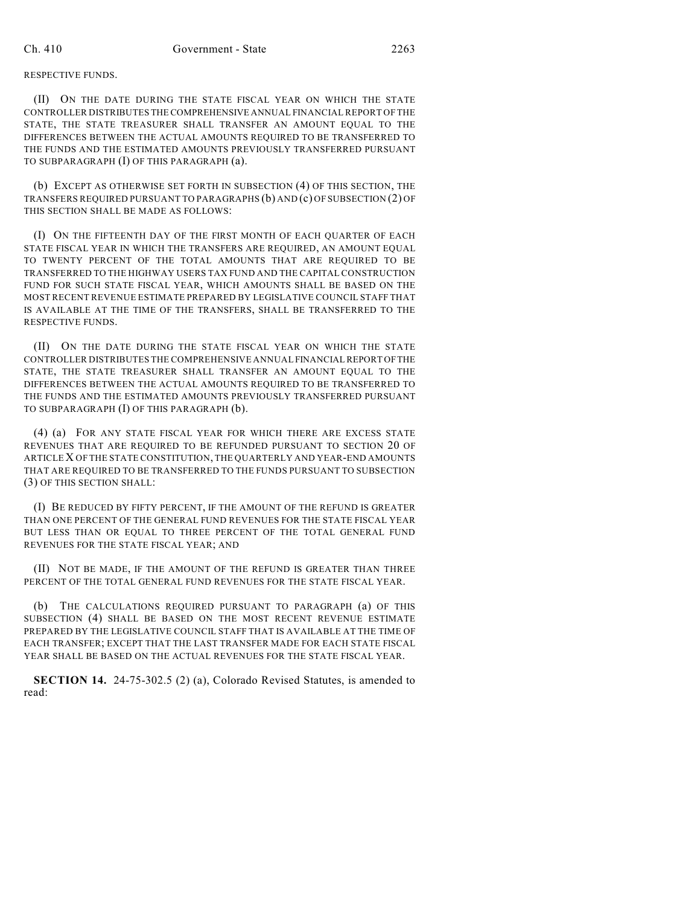RESPECTIVE FUNDS.

(II) ON THE DATE DURING THE STATE FISCAL YEAR ON WHICH THE STATE CONTROLLER DISTRIBUTES THE COMPREHENSIVE ANNUAL FINANCIAL REPORT OF THE STATE, THE STATE TREASURER SHALL TRANSFER AN AMOUNT EQUAL TO THE DIFFERENCES BETWEEN THE ACTUAL AMOUNTS REQUIRED TO BE TRANSFERRED TO THE FUNDS AND THE ESTIMATED AMOUNTS PREVIOUSLY TRANSFERRED PURSUANT TO SUBPARAGRAPH (I) OF THIS PARAGRAPH (a).

(b) EXCEPT AS OTHERWISE SET FORTH IN SUBSECTION (4) OF THIS SECTION, THE TRANSFERS REQUIRED PURSUANT TO PARAGRAPHS (b) AND (c) OF SUBSECTION (2) OF THIS SECTION SHALL BE MADE AS FOLLOWS:

(I) ON THE FIFTEENTH DAY OF THE FIRST MONTH OF EACH QUARTER OF EACH STATE FISCAL YEAR IN WHICH THE TRANSFERS ARE REQUIRED, AN AMOUNT EQUAL TO TWENTY PERCENT OF THE TOTAL AMOUNTS THAT ARE REQUIRED TO BE TRANSFERRED TO THE HIGHWAY USERS TAX FUND AND THE CAPITAL CONSTRUCTION FUND FOR SUCH STATE FISCAL YEAR, WHICH AMOUNTS SHALL BE BASED ON THE MOST RECENT REVENUE ESTIMATE PREPARED BY LEGISLATIVE COUNCIL STAFF THAT IS AVAILABLE AT THE TIME OF THE TRANSFERS, SHALL BE TRANSFERRED TO THE RESPECTIVE FUNDS.

(II) ON THE DATE DURING THE STATE FISCAL YEAR ON WHICH THE STATE CONTROLLER DISTRIBUTES THE COMPREHENSIVE ANNUAL FINANCIAL REPORT OF THE STATE, THE STATE TREASURER SHALL TRANSFER AN AMOUNT EQUAL TO THE DIFFERENCES BETWEEN THE ACTUAL AMOUNTS REQUIRED TO BE TRANSFERRED TO THE FUNDS AND THE ESTIMATED AMOUNTS PREVIOUSLY TRANSFERRED PURSUANT TO SUBPARAGRAPH (I) OF THIS PARAGRAPH (b).

(4) (a) FOR ANY STATE FISCAL YEAR FOR WHICH THERE ARE EXCESS STATE REVENUES THAT ARE REQUIRED TO BE REFUNDED PURSUANT TO SECTION 20 OF ARTICLE X OF THE STATE CONSTITUTION, THE QUARTERLY AND YEAR-END AMOUNTS THAT ARE REQUIRED TO BE TRANSFERRED TO THE FUNDS PURSUANT TO SUBSECTION (3) OF THIS SECTION SHALL:

(I) BE REDUCED BY FIFTY PERCENT, IF THE AMOUNT OF THE REFUND IS GREATER THAN ONE PERCENT OF THE GENERAL FUND REVENUES FOR THE STATE FISCAL YEAR BUT LESS THAN OR EQUAL TO THREE PERCENT OF THE TOTAL GENERAL FUND REVENUES FOR THE STATE FISCAL YEAR; AND

(II) NOT BE MADE, IF THE AMOUNT OF THE REFUND IS GREATER THAN THREE PERCENT OF THE TOTAL GENERAL FUND REVENUES FOR THE STATE FISCAL YEAR.

(b) THE CALCULATIONS REQUIRED PURSUANT TO PARAGRAPH (a) OF THIS SUBSECTION (4) SHALL BE BASED ON THE MOST RECENT REVENUE ESTIMATE PREPARED BY THE LEGISLATIVE COUNCIL STAFF THAT IS AVAILABLE AT THE TIME OF EACH TRANSFER; EXCEPT THAT THE LAST TRANSFER MADE FOR EACH STATE FISCAL YEAR SHALL BE BASED ON THE ACTUAL REVENUES FOR THE STATE FISCAL YEAR.

**SECTION 14.** 24-75-302.5 (2) (a), Colorado Revised Statutes, is amended to read: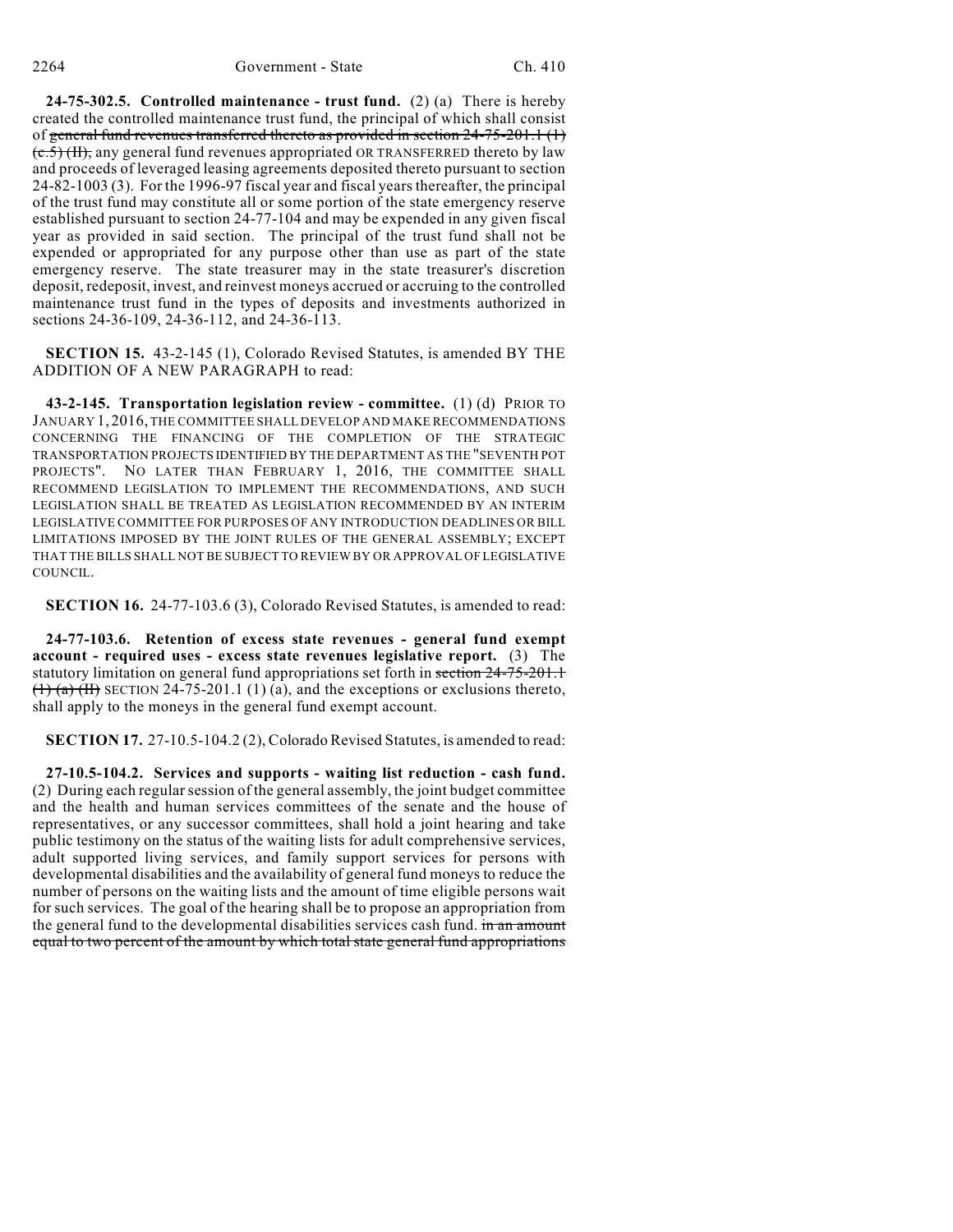**24-75-302.5. Controlled maintenance - trust fund.** (2) (a) There is hereby created the controlled maintenance trust fund, the principal of which shall consist of ~~general fund revenues transferred thereto as provided in section 24-75-201.1 (1) (c.5) (II),~~ any general fund revenues appropriated OR TRANSFERRED thereto by law and proceeds of leveraged leasing agreements deposited thereto pursuant to section 24-82-1003 (3). For the 1996-97 fiscal year and fiscal years thereafter, the principal of the trust fund may constitute all or some portion of the state emergency reserve established pursuant to section 24-77-104 and may be expended in any given fiscal year as provided in said section. The principal of the trust fund shall not be expended or appropriated for any purpose other than use as part of the state emergency reserve. The state treasurer may in the state treasurer's discretion deposit, redeposit, invest, and reinvest moneys accrued or accruing to the controlled maintenance trust fund in the types of deposits and investments authorized in sections 24-36-109, 24-36-112, and 24-36-113.

**SECTION 15.** 43-2-145 (1), Colorado Revised Statutes, is amended BY THE ADDITION OF A NEW PARAGRAPH to read:

**43-2-145. Transportation legislation review - committee.** (1) (d) PRIOR TO JANUARY 1, 2016, THE COMMITTEE SHALL DEVELOP AND MAKE RECOMMENDATIONS CONCERNING THE FINANCING OF THE COMPLETION OF THE STRATEGIC TRANSPORTATION PROJECTS IDENTIFIED BY THE DEPARTMENT AS THE "SEVENTH POT PROJECTS". NO LATER THAN FEBRUARY 1, 2016, THE COMMITTEE SHALL RECOMMEND LEGISLATION TO IMPLEMENT THE RECOMMENDATIONS, AND SUCH LEGISLATION SHALL BE TREATED AS LEGISLATION RECOMMENDED BY AN INTERIM LEGISLATIVE COMMITTEE FOR PURPOSES OF ANY INTRODUCTION DEADLINES OR BILL LIMITATIONS IMPOSED BY THE JOINT RULES OF THE GENERAL ASSEMBLY; EXCEPT THAT THE BILLS SHALL NOT BE SUBJECT TO REVIEW BY OR APPROVAL OF LEGISLATIVE COUNCIL.

**SECTION 16.** 24-77-103.6 (3), Colorado Revised Statutes, is amended to read:

**24-77-103.6. Retention of excess state revenues - general fund exempt account - required uses - excess state revenues legislative report.** (3) The statutory limitation on general fund appropriations set forth in ~~section 24-75-201.1 (1) (a) (II)~~ SECTION 24-75-201.1 (1) (a), and the exceptions or exclusions thereto, shall apply to the moneys in the general fund exempt account.

**SECTION 17.** 27-10.5-104.2 (2), Colorado Revised Statutes, is amended to read:

**27-10.5-104.2. Services and supports - waiting list reduction - cash fund.** (2) During each regular session of the general assembly, the joint budget committee and the health and human services committees of the senate and the house of representatives, or any successor committees, shall hold a joint hearing and take public testimony on the status of the waiting lists for adult comprehensive services, adult supported living services, and family support services for persons with developmental disabilities and the availability of general fund moneys to reduce the number of persons on the waiting lists and the amount of time eligible persons wait for such services. The goal of the hearing shall be to propose an appropriation from the general fund to the developmental disabilities services cash fund. ~~in an amount equal to two percent of the amount by which total state general fund appropriations~~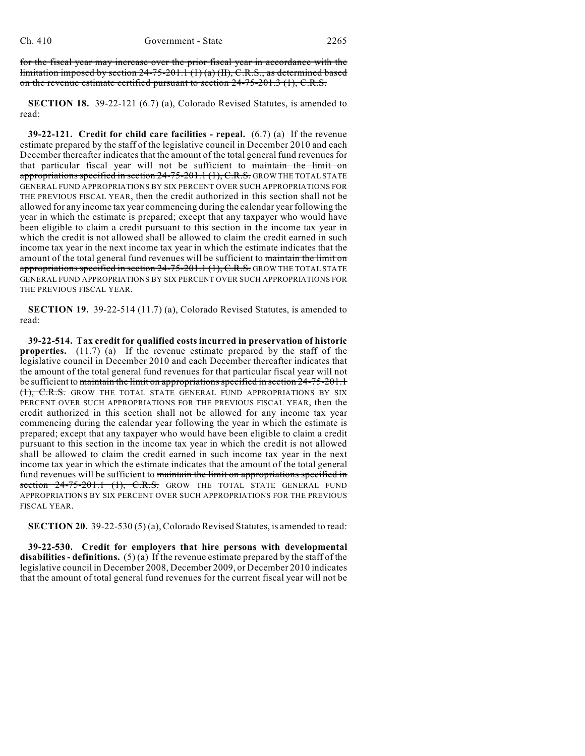~~for the fiscal year may increase over the prior fiscal year in accordance with the limitation imposed by section 24-75-201.1 (1) (a) (II), C.R.S., as determined based on the revenue estimate certified pursuant to section 24-75-201.3 (1), C.R.S.~~

**SECTION 18.** 39-22-121 (6.7) (a), Colorado Revised Statutes, is amended to read:

**39-22-121. Credit for child care facilities - repeal.** (6.7) (a) If the revenue estimate prepared by the staff of the legislative council in December 2010 and each December thereafter indicates that the amount of the total general fund revenues for that particular fiscal year will not be sufficient to ~~maintain the limit on appropriations specified in section 24-75-201.1 (1), C.R.S.~~ GROW THE TOTAL STATE GENERAL FUND APPROPRIATIONS BY SIX PERCENT OVER SUCH APPROPRIATIONS FOR THE PREVIOUS FISCAL YEAR, then the credit authorized in this section shall not be allowed for any income tax year commencing during the calendar year following the year in which the estimate is prepared; except that any taxpayer who would have been eligible to claim a credit pursuant to this section in the income tax year in which the credit is not allowed shall be allowed to claim the credit earned in such income tax year in the next income tax year in which the estimate indicates that the amount of the total general fund revenues will be sufficient to ~~maintain the limit on appropriations specified in section 24-75-201.1 (1), C.R.S.~~ GROW THE TOTAL STATE GENERAL FUND APPROPRIATIONS BY SIX PERCENT OVER SUCH APPROPRIATIONS FOR THE PREVIOUS FISCAL YEAR.

**SECTION 19.** 39-22-514 (11.7) (a), Colorado Revised Statutes, is amended to read:

**39-22-514. Tax credit for qualified costs incurred in preservation of historic properties.** (11.7) (a) If the revenue estimate prepared by the staff of the legislative council in December 2010 and each December thereafter indicates that the amount of the total general fund revenues for that particular fiscal year will not be sufficient to ~~maintain the limit on appropriations specified in section 24-75-201.1 (1), C.R.S.~~ GROW THE TOTAL STATE GENERAL FUND APPROPRIATIONS BY SIX PERCENT OVER SUCH APPROPRIATIONS FOR THE PREVIOUS FISCAL YEAR, then the credit authorized in this section shall not be allowed for any income tax year commencing during the calendar year following the year in which the estimate is prepared; except that any taxpayer who would have been eligible to claim a credit pursuant to this section in the income tax year in which the credit is not allowed shall be allowed to claim the credit earned in such income tax year in the next income tax year in which the estimate indicates that the amount of the total general fund revenues will be sufficient to ~~maintain the limit on appropriations specified in section 24-75-201.1 (1), C.R.S.~~ GROW THE TOTAL STATE GENERAL FUND APPROPRIATIONS BY SIX PERCENT OVER SUCH APPROPRIATIONS FOR THE PREVIOUS FISCAL YEAR.

**SECTION 20.** 39-22-530 (5) (a), Colorado Revised Statutes, is amended to read:

**39-22-530. Credit for employers that hire persons with developmental disabilities - definitions.** (5) (a) If the revenue estimate prepared by the staff of the legislative council in December 2008, December 2009, or December 2010 indicates that the amount of total general fund revenues for the current fiscal year will not be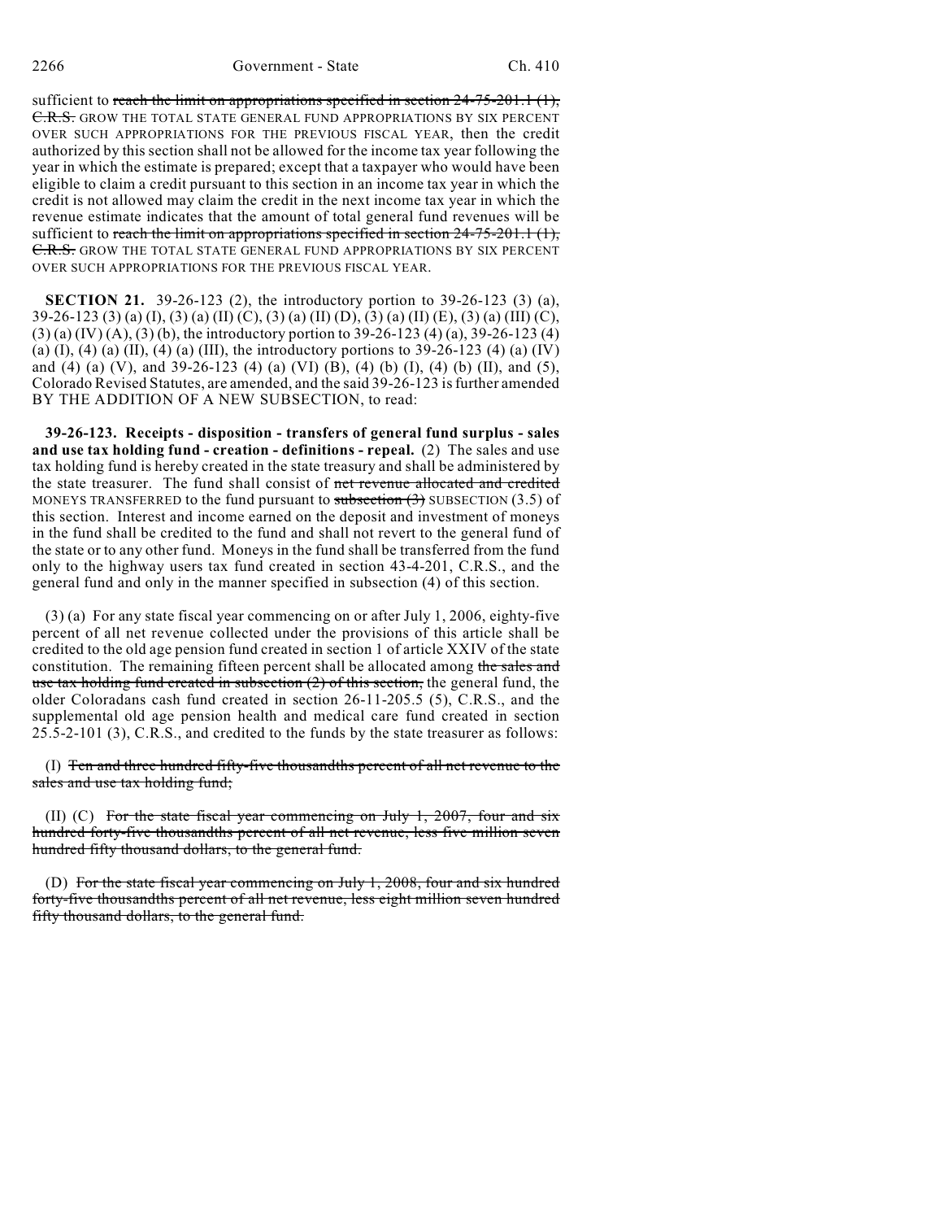sufficient to ~~reach the limit on appropriations specified in section 24-75-201.1 (1), C.R.S.~~ GROW THE TOTAL STATE GENERAL FUND APPROPRIATIONS BY SIX PERCENT OVER SUCH APPROPRIATIONS FOR THE PREVIOUS FISCAL YEAR, then the credit authorized by this section shall not be allowed for the income tax year following the year in which the estimate is prepared; except that a taxpayer who would have been eligible to claim a credit pursuant to this section in an income tax year in which the credit is not allowed may claim the credit in the next income tax year in which the revenue estimate indicates that the amount of total general fund revenues will be sufficient to ~~reach the limit on appropriations specified in section 24-75-201.1 (1), C.R.S.~~ GROW THE TOTAL STATE GENERAL FUND APPROPRIATIONS BY SIX PERCENT OVER SUCH APPROPRIATIONS FOR THE PREVIOUS FISCAL YEAR.

**SECTION 21.** 39-26-123 (2), the introductory portion to 39-26-123 (3) (a), 39-26-123 (3) (a) (I), (3) (a) (II) (C), (3) (a) (II) (D), (3) (a) (II) (E), (3) (a) (III) (C), (3) (a) (IV) (A), (3) (b), the introductory portion to 39-26-123 (4) (a), 39-26-123 (4) (a) (I), (4) (a) (II), (4) (a) (III), the introductory portions to 39-26-123 (4) (a) (IV) and (4) (a) (V), and 39-26-123 (4) (a) (VI) (B), (4) (b) (I), (4) (b) (II), and (5), Colorado Revised Statutes, are amended, and the said 39-26-123 is further amended BY THE ADDITION OF A NEW SUBSECTION, to read:

**39-26-123. Receipts - disposition - transfers of general fund surplus - sales and use tax holding fund - creation - definitions - repeal.** (2) The sales and use tax holding fund is hereby created in the state treasury and shall be administered by the state treasurer. The fund shall consist of ~~net revenue allocated and credited~~ MONEYS TRANSFERRED to the fund pursuant to ~~subsection (3)~~ SUBSECTION (3.5) of this section. Interest and income earned on the deposit and investment of moneys in the fund shall be credited to the fund and shall not revert to the general fund of the state or to any other fund. Moneys in the fund shall be transferred from the fund only to the highway users tax fund created in section 43-4-201, C.R.S., and the general fund and only in the manner specified in subsection (4) of this section.

(3) (a) For any state fiscal year commencing on or after July 1, 2006, eighty-five percent of all net revenue collected under the provisions of this article shall be credited to the old age pension fund created in section 1 of article XXIV of the state constitution. The remaining fifteen percent shall be allocated among ~~the sales and use tax holding fund created in subsection (2) of this section,~~ the general fund, the older Coloradans cash fund created in section 26-11-205.5 (5), C.R.S., and the supplemental old age pension health and medical care fund created in section 25.5-2-101 (3), C.R.S., and credited to the funds by the state treasurer as follows:

(I) ~~Ten and three hundred fifty-five thousandths percent of all net revenue to the sales and use tax holding fund;~~

(II) (C) ~~For the state fiscal year commencing on July 1, 2007, four and six hundred forty-five thousandths percent of all net revenue, less five million seven hundred fifty thousand dollars, to the general fund.~~

(D) ~~For the state fiscal year commencing on July 1, 2008, four and six hundred forty-five thousandths percent of all net revenue, less eight million seven hundred fifty thousand dollars, to the general fund.~~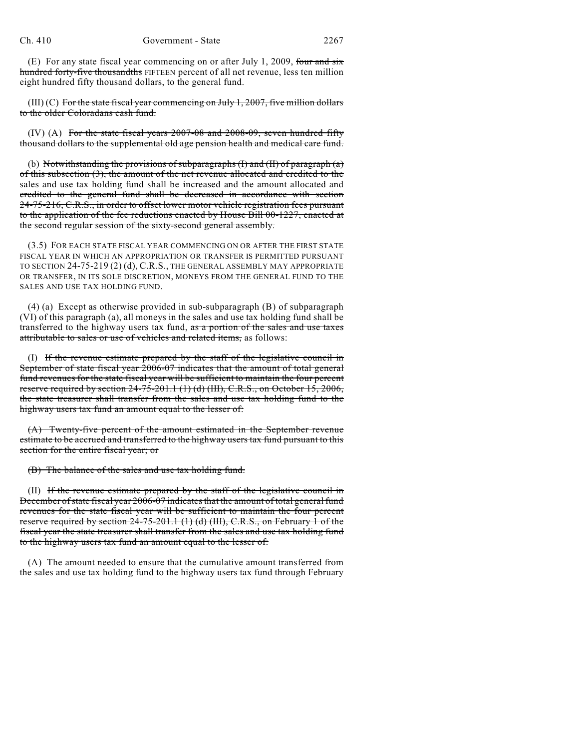(E) For any state fiscal year commencing on or after July 1, 2009, ~~four and six hundred forty-five thousandths~~ FIFTEEN percent of all net revenue, less ten million eight hundred fifty thousand dollars, to the general fund.

(III) (C) ~~For the state fiscal year commencing on July 1, 2007, five million dollars to the older Coloradans cash fund.~~

(IV) (A) ~~For the state fiscal years 2007-08 and 2008-09, seven hundred fifty thousand dollars to the supplemental old age pension health and medical care fund.~~

(b) ~~Notwithstanding the provisions of subparagraphs (I) and (II) of paragraph (a) of this subsection (3), the amount of the net revenue allocated and credited to the sales and use tax holding fund shall be increased and the amount allocated and credited to the general fund shall be decreased in accordance with section 24-75-216, C.R.S., in order to offset lower motor vehicle registration fees pursuant to the application of the fee reductions enacted by House Bill 00-1227, enacted at the second regular session of the sixty-second general assembly.~~

(3.5) FOR EACH STATE FISCAL YEAR COMMENCING ON OR AFTER THE FIRST STATE FISCAL YEAR IN WHICH AN APPROPRIATION OR TRANSFER IS PERMITTED PURSUANT TO SECTION 24-75-219 (2) (d), C.R.S., THE GENERAL ASSEMBLY MAY APPROPRIATE OR TRANSFER, IN ITS SOLE DISCRETION, MONEYS FROM THE GENERAL FUND TO THE SALES AND USE TAX HOLDING FUND.

(4) (a) Except as otherwise provided in sub-subparagraph (B) of subparagraph (VI) of this paragraph (a), all moneys in the sales and use tax holding fund shall be transferred to the highway users tax fund, ~~as a portion of the sales and use taxes attributable to sales or use of vehicles and related items,~~ as follows:

(I) ~~If the revenue estimate prepared by the staff of the legislative council in September of state fiscal year 2006-07 indicates that the amount of total general fund revenues for the state fiscal year will be sufficient to maintain the four percent reserve required by section 24-75-201.1 (1) (d) (III), C.R.S., on October 15, 2006, the state treasurer shall transfer from the sales and use tax holding fund to the highway users tax fund an amount equal to the lesser of:~~

~~(A) Twenty-five percent of the amount estimated in the September revenue estimate to be accrued and transferred to the highway users tax fund pursuant to this section for the entire fiscal year; or~~

~~(B) The balance of the sales and use tax holding fund.~~

(II) ~~If the revenue estimate prepared by the staff of the legislative council in December of state fiscal year 2006-07 indicates that the amount of total general fund revenues for the state fiscal year will be sufficient to maintain the four percent reserve required by section 24-75-201.1 (1) (d) (III), C.R.S., on February 1 of the fiscal year the state treasurer shall transfer from the sales and use tax holding fund to the highway users tax fund an amount equal to the lesser of:~~

~~(A) The amount needed to ensure that the cumulative amount transferred from the sales and use tax holding fund to the highway users tax fund through February~~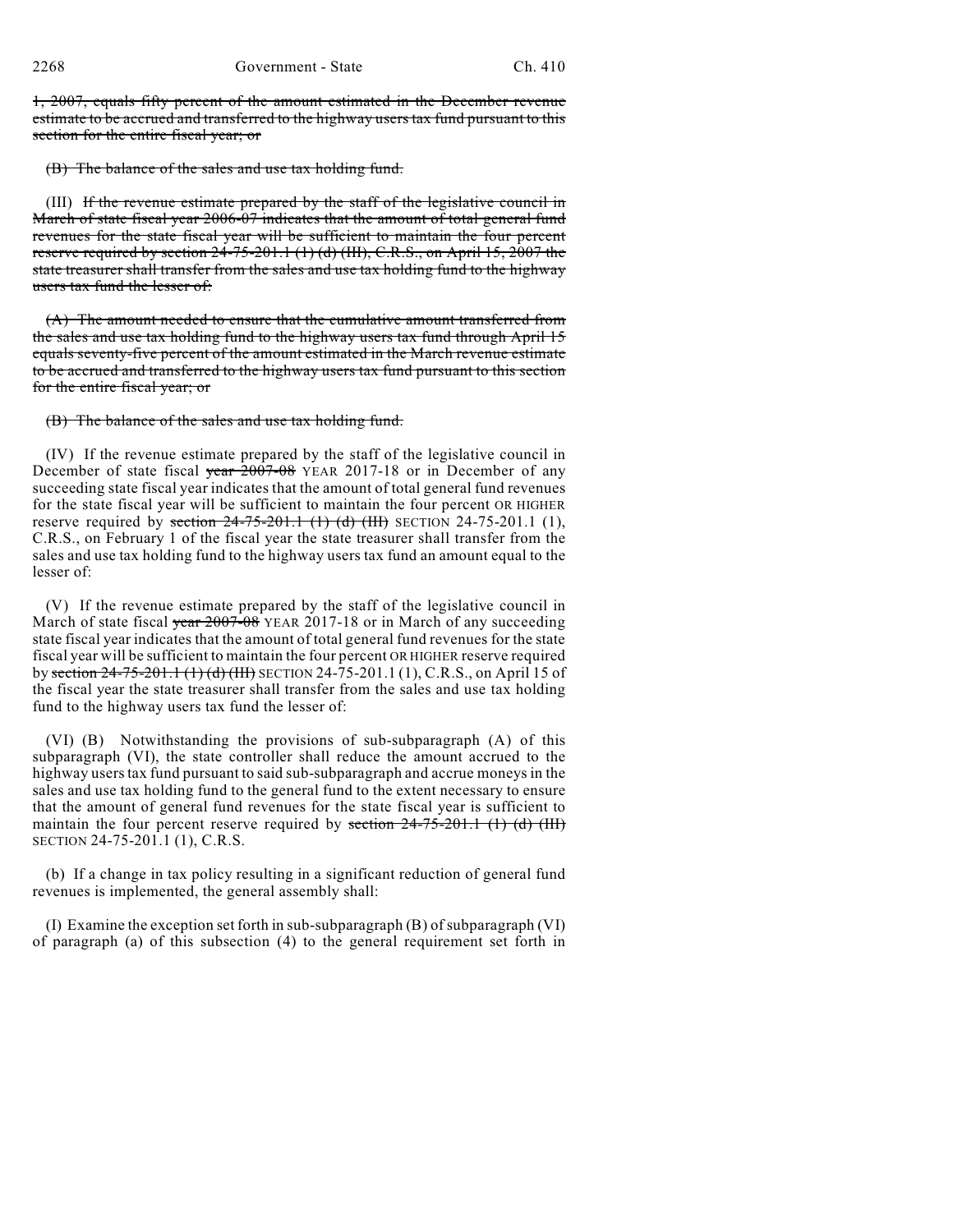~~1, 2007, equals fifty percent of the amount estimated in the December revenue estimate to be accrued and transferred to the highway users tax fund pursuant to this section for the entire fiscal year; or~~

~~(B) The balance of the sales and use tax holding fund.~~

(III) ~~If the revenue estimate prepared by the staff of the legislative council in March of state fiscal year 2006-07 indicates that the amount of total general fund revenues for the state fiscal year will be sufficient to maintain the four percent reserve required by section 24-75-201.1 (1) (d) (III), C.R.S., on April 15, 2007 the state treasurer shall transfer from the sales and use tax holding fund to the highway users tax fund the lesser of:~~

~~(A) The amount needed to ensure that the cumulative amount transferred from the sales and use tax holding fund to the highway users tax fund through April 15 equals seventy-five percent of the amount estimated in the March revenue estimate to be accrued and transferred to the highway users tax fund pursuant to this section for the entire fiscal year; or~~

~~(B) The balance of the sales and use tax holding fund.~~

(IV) If the revenue estimate prepared by the staff of the legislative council in December of state fiscal ~~year 2007-08~~ YEAR 2017-18 or in December of any succeeding state fiscal year indicates that the amount of total general fund revenues for the state fiscal year will be sufficient to maintain the four percent OR HIGHER reserve required by ~~section 24-75-201.1 (1) (d) (III)~~ SECTION 24-75-201.1 (1), C.R.S., on February 1 of the fiscal year the state treasurer shall transfer from the sales and use tax holding fund to the highway users tax fund an amount equal to the lesser of:

(V) If the revenue estimate prepared by the staff of the legislative council in March of state fiscal ~~year 2007-08~~ YEAR 2017-18 or in March of any succeeding state fiscal year indicates that the amount of total general fund revenues for the state fiscal year will be sufficient to maintain the four percent OR HIGHER reserve required by ~~section 24-75-201.1 (1) (d) (III)~~ SECTION 24-75-201.1 (1), C.R.S., on April 15 of the fiscal year the state treasurer shall transfer from the sales and use tax holding fund to the highway users tax fund the lesser of:

(VI) (B) Notwithstanding the provisions of sub-subparagraph (A) of this subparagraph (VI), the state controller shall reduce the amount accrued to the highway users tax fund pursuant to said sub-subparagraph and accrue moneys in the sales and use tax holding fund to the general fund to the extent necessary to ensure that the amount of general fund revenues for the state fiscal year is sufficient to maintain the four percent reserve required by ~~section 24-75-201.1 (1) (d) (III)~~ SECTION 24-75-201.1 (1), C.R.S.

(b) If a change in tax policy resulting in a significant reduction of general fund revenues is implemented, the general assembly shall:

(I) Examine the exception set forth in sub-subparagraph (B) of subparagraph (VI) of paragraph (a) of this subsection (4) to the general requirement set forth in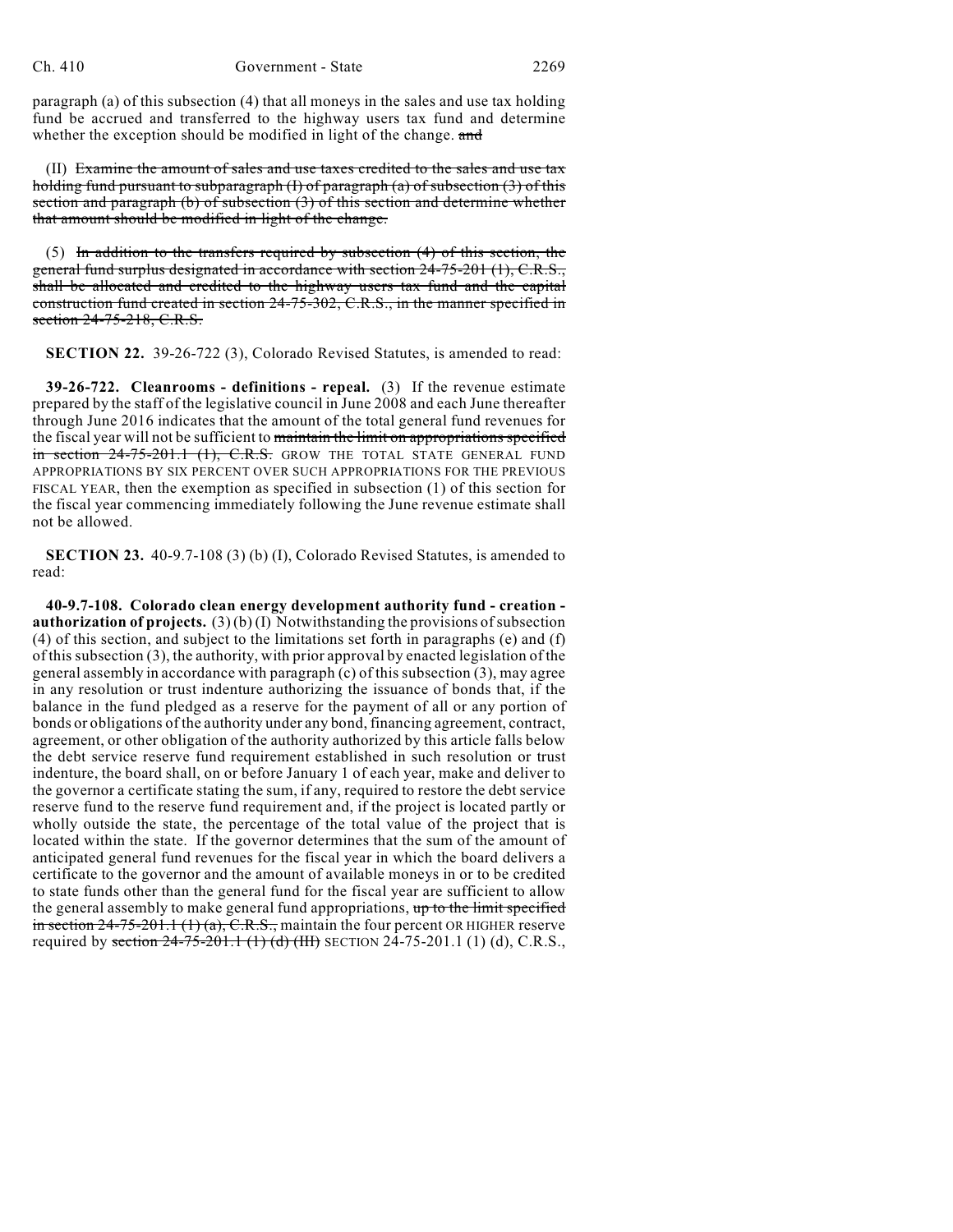paragraph (a) of this subsection (4) that all moneys in the sales and use tax holding fund be accrued and transferred to the highway users tax fund and determine whether the exception should be modified in light of the change. ~~and~~

(II) ~~Examine the amount of sales and use taxes credited to the sales and use tax holding fund pursuant to subparagraph (I) of paragraph (a) of subsection (3) of this section and paragraph (b) of subsection (3) of this section and determine whether that amount should be modified in light of the change.~~

(5) ~~In addition to the transfers required by subsection (4) of this section, the general fund surplus designated in accordance with section 24-75-201 (1), C.R.S., shall be allocated and credited to the highway users tax fund and the capital construction fund created in section 24-75-302, C.R.S., in the manner specified in section 24-75-218, C.R.S.~~

**SECTION 22.** 39-26-722 (3), Colorado Revised Statutes, is amended to read:

**39-26-722. Cleanrooms - definitions - repeal.** (3) If the revenue estimate prepared by the staff of the legislative council in June 2008 and each June thereafter through June 2016 indicates that the amount of the total general fund revenues for the fiscal year will not be sufficient to ~~maintain the limit on appropriations specified in section 24-75-201.1 (1), C.R.S.~~ GROW THE TOTAL STATE GENERAL FUND APPROPRIATIONS BY SIX PERCENT OVER SUCH APPROPRIATIONS FOR THE PREVIOUS FISCAL YEAR, then the exemption as specified in subsection (1) of this section for the fiscal year commencing immediately following the June revenue estimate shall not be allowed.

**SECTION 23.** 40-9.7-108 (3) (b) (I), Colorado Revised Statutes, is amended to read:

**40-9.7-108. Colorado clean energy development authority fund - creation - authorization of projects.** (3) (b) (I) Notwithstanding the provisions of subsection (4) of this section, and subject to the limitations set forth in paragraphs (e) and (f) of this subsection (3), the authority, with prior approval by enacted legislation of the general assembly in accordance with paragraph (c) of this subsection (3), may agree in any resolution or trust indenture authorizing the issuance of bonds that, if the balance in the fund pledged as a reserve for the payment of all or any portion of bonds or obligations of the authority under any bond, financing agreement, contract, agreement, or other obligation of the authority authorized by this article falls below the debt service reserve fund requirement established in such resolution or trust indenture, the board shall, on or before January 1 of each year, make and deliver to the governor a certificate stating the sum, if any, required to restore the debt service reserve fund to the reserve fund requirement and, if the project is located partly or wholly outside the state, the percentage of the total value of the project that is located within the state. If the governor determines that the sum of the amount of anticipated general fund revenues for the fiscal year in which the board delivers a certificate to the governor and the amount of available moneys in or to be credited to state funds other than the general fund for the fiscal year are sufficient to allow the general assembly to make general fund appropriations, ~~up to the limit specified in section 24-75-201.1 (1) (a), C.R.S.,~~ maintain the four percent OR HIGHER reserve required by ~~section 24-75-201.1 (1) (d) (III)~~ SECTION 24-75-201.1 (1) (d), C.R.S.,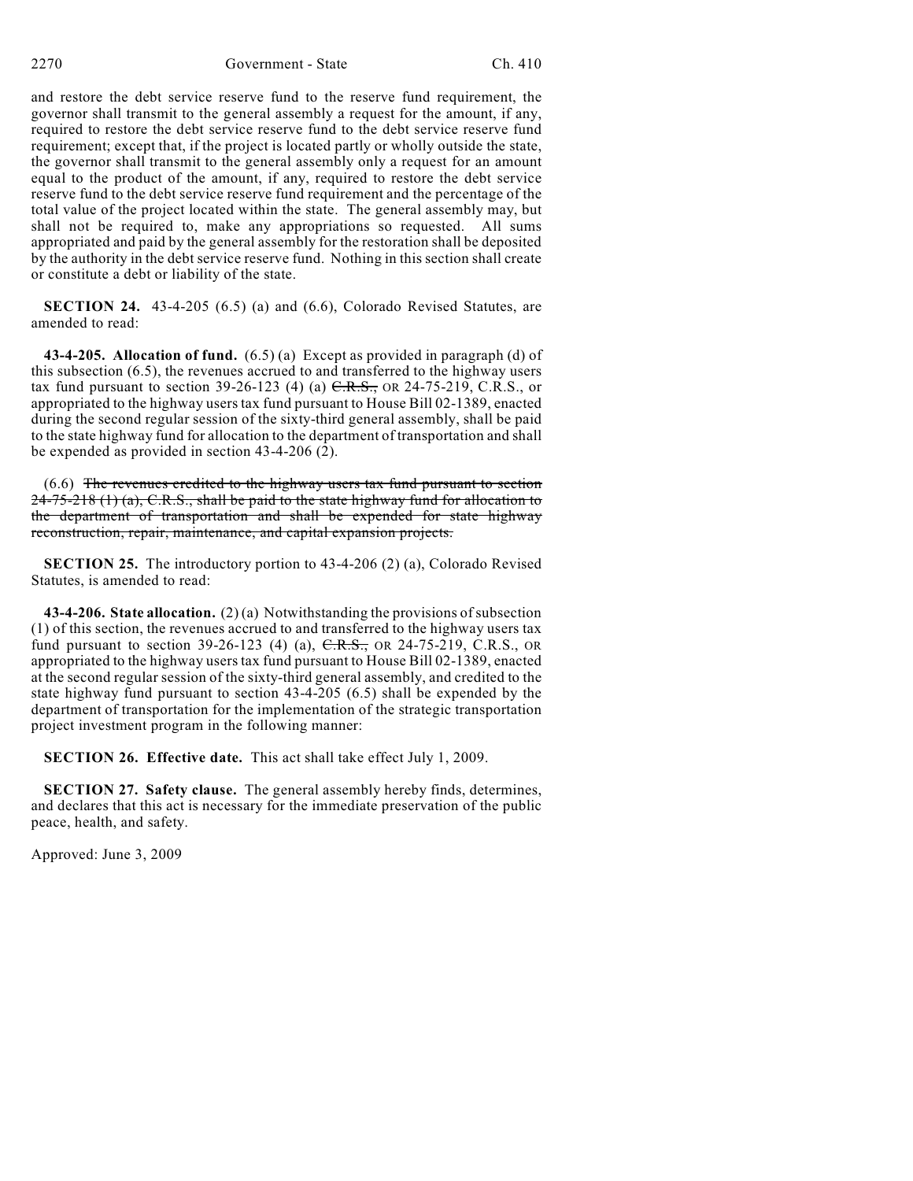and restore the debt service reserve fund to the reserve fund requirement, the governor shall transmit to the general assembly a request for the amount, if any, required to restore the debt service reserve fund to the debt service reserve fund requirement; except that, if the project is located partly or wholly outside the state, the governor shall transmit to the general assembly only a request for an amount equal to the product of the amount, if any, required to restore the debt service reserve fund to the debt service reserve fund requirement and the percentage of the total value of the project located within the state. The general assembly may, but shall not be required to, make any appropriations so requested. All sums appropriated and paid by the general assembly for the restoration shall be deposited by the authority in the debt service reserve fund. Nothing in this section shall create or constitute a debt or liability of the state.

**SECTION 24.** 43-4-205 (6.5) (a) and (6.6), Colorado Revised Statutes, are amended to read:

**43-4-205. Allocation of fund.** (6.5) (a) Except as provided in paragraph (d) of this subsection (6.5), the revenues accrued to and transferred to the highway users tax fund pursuant to section 39-26-123 (4) (a) ~~C.R.S.,~~ OR 24-75-219, C.R.S., or appropriated to the highway users tax fund pursuant to House Bill 02-1389, enacted during the second regular session of the sixty-third general assembly, shall be paid to the state highway fund for allocation to the department of transportation and shall be expended as provided in section 43-4-206 (2).

(6.6) ~~The revenues credited to the highway users tax fund pursuant to section 24-75-218 (1) (a), C.R.S., shall be paid to the state highway fund for allocation to the department of transportation and shall be expended for state highway reconstruction, repair, maintenance, and capital expansion projects.~~

**SECTION 25.** The introductory portion to 43-4-206 (2) (a), Colorado Revised Statutes, is amended to read:

**43-4-206. State allocation.** (2) (a) Notwithstanding the provisions of subsection (1) of this section, the revenues accrued to and transferred to the highway users tax fund pursuant to section 39-26-123 (4) (a), ~~C.R.S.,~~ OR 24-75-219, C.R.S., OR appropriated to the highway users tax fund pursuant to House Bill 02-1389, enacted at the second regular session of the sixty-third general assembly, and credited to the state highway fund pursuant to section 43-4-205 (6.5) shall be expended by the department of transportation for the implementation of the strategic transportation project investment program in the following manner:

**SECTION 26. Effective date.** This act shall take effect July 1, 2009.

**SECTION 27. Safety clause.** The general assembly hereby finds, determines, and declares that this act is necessary for the immediate preservation of the public peace, health, and safety.

Approved: June 3, 2009